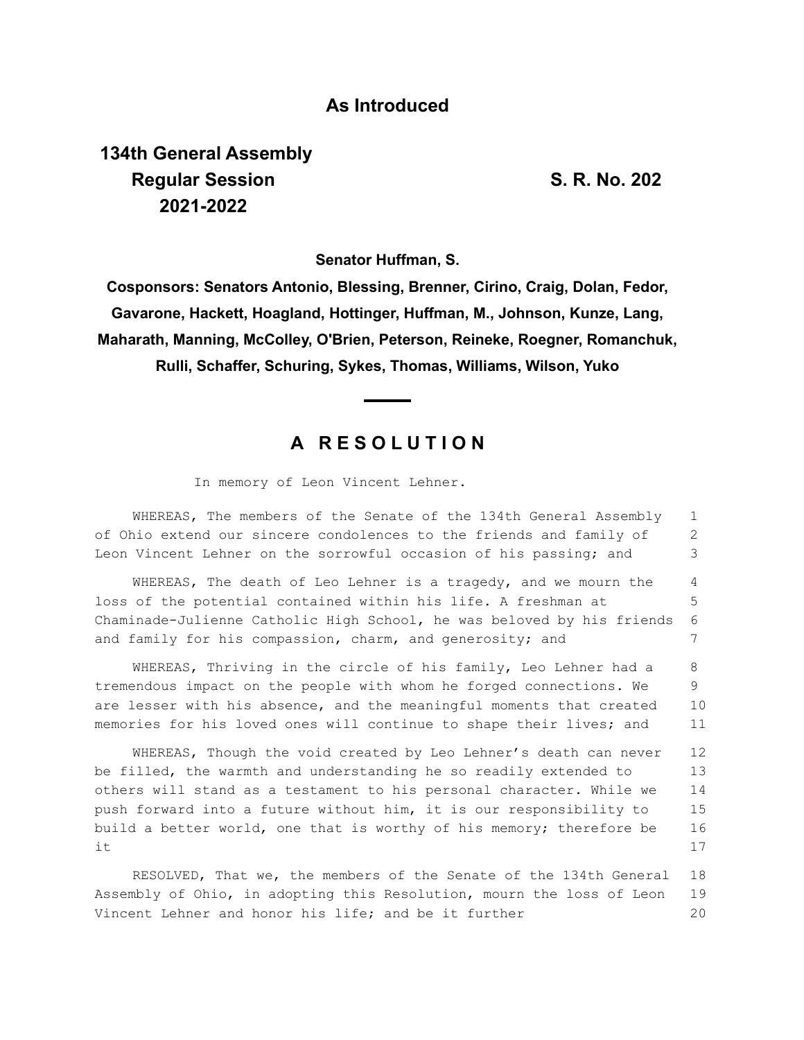**As Introduced**

**134th General Assembly**
**Regular Session**
**2021-2022**

**S. R. No. 202**

**Senator Huffman, S.**

**Cosponsors: Senators Antonio, Blessing, Brenner, Cirino, Craig, Dolan, Fedor, Gavarone, Hackett, Hoagland, Hottinger, Huffman, M., Johnson, Kunze, Lang, Maharath, Manning, McColley, O'Brien, Peterson, Reineke, Roegner, Romanchuk, Rulli, Schaffer, Schuring, Sykes, Thomas, Williams, Wilson, Yuko**

---

## A RESOLUTION

In memory of Leon Vincent Lehner.

WHEREAS, The members of the Senate of the 134th General Assembly of Ohio extend our sincere condolences to the friends and family of Leon Vincent Lehner on the sorrowful occasion of his passing; and

WHEREAS, The death of Leo Lehner is a tragedy, and we mourn the loss of the potential contained within his life. A freshman at Chaminade-Julienne Catholic High School, he was beloved by his friends and family for his compassion, charm, and generosity; and

WHEREAS, Thriving in the circle of his family, Leo Lehner had a tremendous impact on the people with whom he forged connections. We are lesser with his absence, and the meaningful moments that created memories for his loved ones will continue to shape their lives; and

WHEREAS, Though the void created by Leo Lehner's death can never be filled, the warmth and understanding he so readily extended to others will stand as a testament to his personal character. While we push forward into a future without him, it is our responsibility to build a better world, one that is worthy of his memory; therefore be it

RESOLVED, That we, the members of the Senate of the 134th General Assembly of Ohio, in adopting this Resolution, mourn the loss of Leon Vincent Lehner and honor his life; and be it further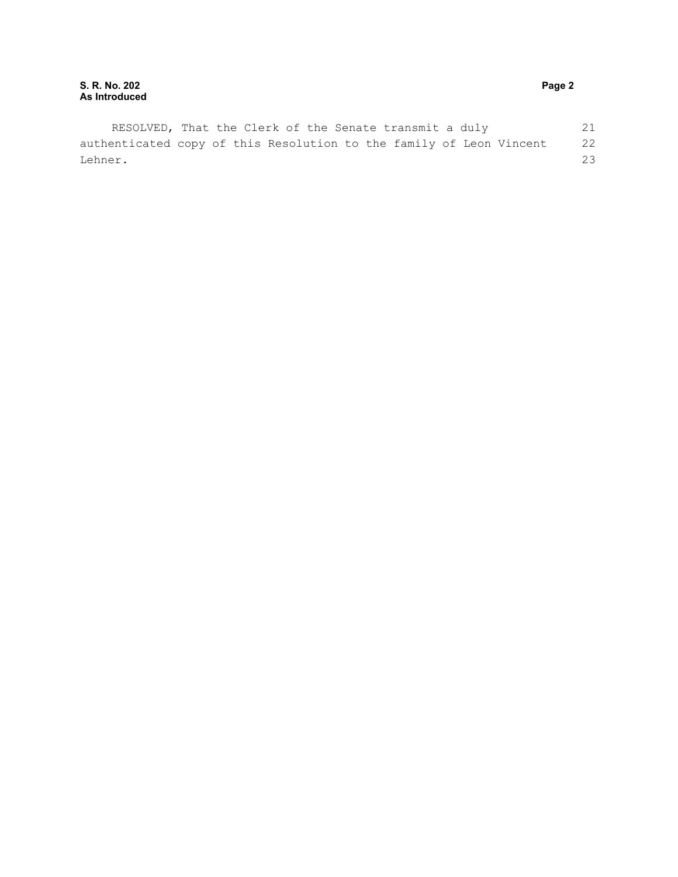RESOLVED, That the Clerk of the Senate transmit a duly authenticated copy of this Resolution to the family of Leon Vincent Lehner.